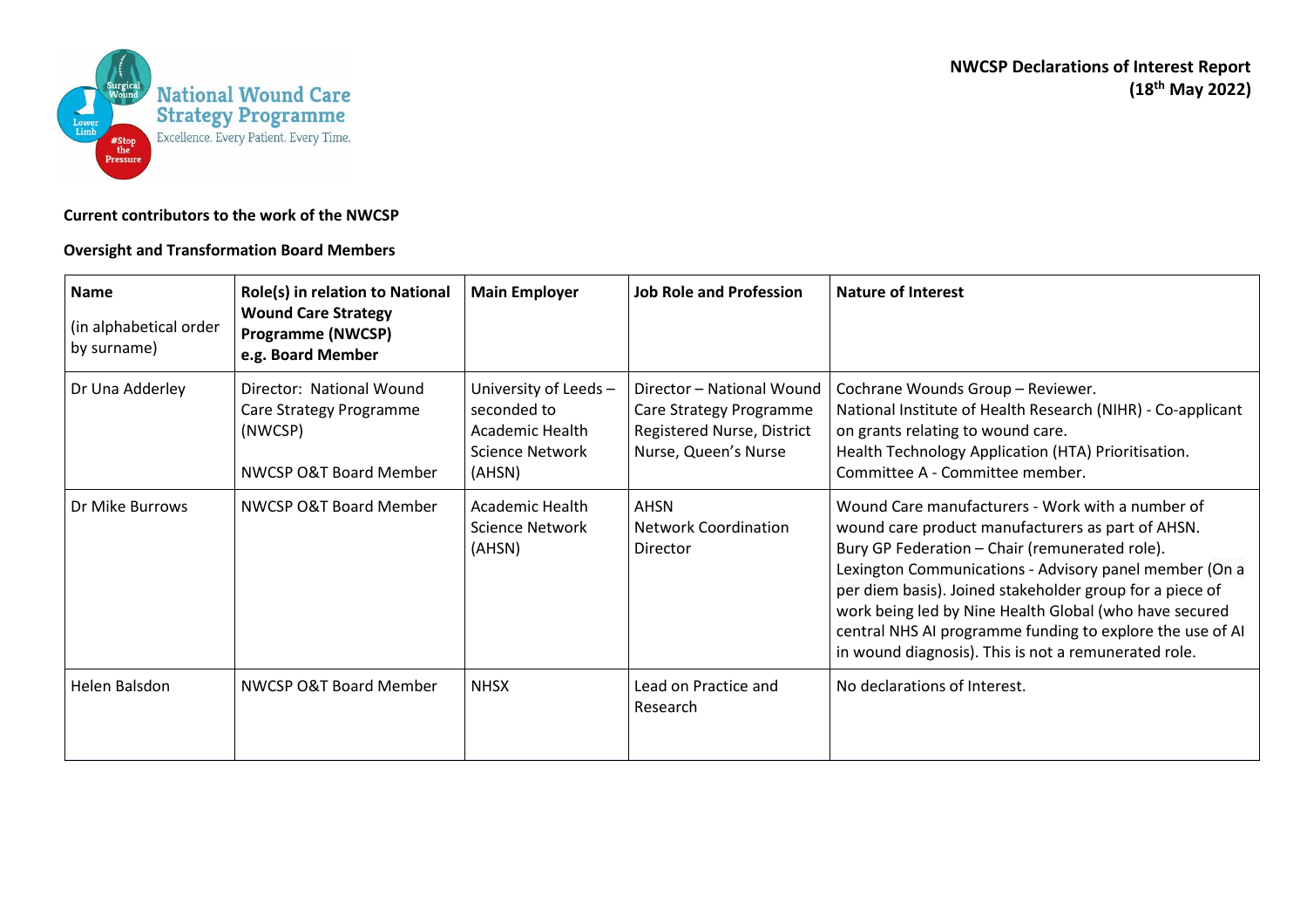**NWCSP Declarations of Interest Report (18th May 2022)**

**Current contributors to the work of the NWCSP**

**Oversight and Transformation Board Members**

| Name (in alphabetical order by surname) | Role(s) in relation to National Wound Care Strategy Programme (NWCSP) e.g. Board Member | Main Employer | Job Role and Profession | Nature of Interest |
|---|---|---|---|---|
| Dr Una Adderley | Director: National Wound Care Strategy Programme (NWCSP)<br><br>NWCSP O&T Board Member | University of Leeds – seconded to Academic Health Science Network (AHSN) | Director – National Wound Care Strategy Programme Registered Nurse, District Nurse, Queen's Nurse | Cochrane Wounds Group – Reviewer.<br>National Institute of Health Research (NIHR) - Co-applicant on grants relating to wound care.<br>Health Technology Application (HTA) Prioritisation. Committee A - Committee member. |
| Dr Mike Burrows | NWCSP O&T Board Member | Academic Health Science Network (AHSN) | AHSN<br>Network Coordination Director | Wound Care manufacturers - Work with a number of wound care product manufacturers as part of AHSN.<br>Bury GP Federation – Chair (remunerated role).<br>Lexington Communications - Advisory panel member (On a per diem basis). Joined stakeholder group for a piece of work being led by Nine Health Global (who have secured central NHS AI programme funding to explore the use of AI in wound diagnosis). This is not a remunerated role. |
| Helen Balsdon | NWCSP O&T Board Member | NHSX | Lead on Practice and Research | No declarations of Interest. |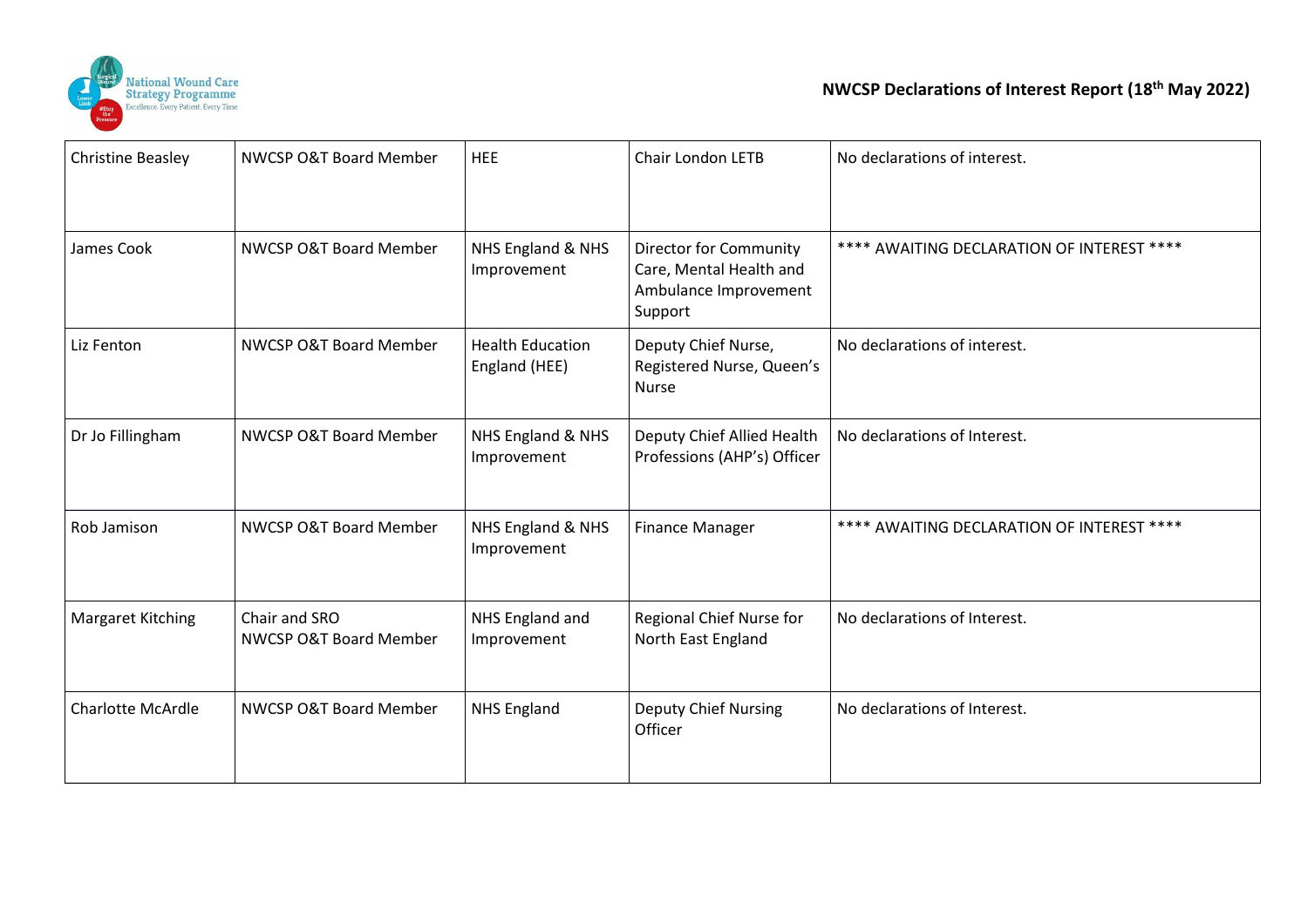| Christine Beasley | NWCSP O&T Board Member | HEE | Chair London LETB | No declarations of interest. |
|---|---|---|---|---|
| James Cook | NWCSP O&T Board Member | NHS England & NHS Improvement | Director for Community Care, Mental Health and Ambulance Improvement Support | **** AWAITING DECLARATION OF INTEREST **** |
| Liz Fenton | NWCSP O&T Board Member | Health Education England (HEE) | Deputy Chief Nurse, Registered Nurse, Queen's Nurse | No declarations of interest. |
| Dr Jo Fillingham | NWCSP O&T Board Member | NHS England & NHS Improvement | Deputy Chief Allied Health Professions (AHP's) Officer | No declarations of Interest. |
| Rob Jamison | NWCSP O&T Board Member | NHS England & NHS Improvement | Finance Manager | **** AWAITING DECLARATION OF INTEREST **** |
| Margaret Kitching | Chair and SRO NWCSP O&T Board Member | NHS England and Improvement | Regional Chief Nurse for North East England | No declarations of Interest. |
| Charlotte McArdle | NWCSP O&T Board Member | NHS England | Deputy Chief Nursing Officer | No declarations of Interest. |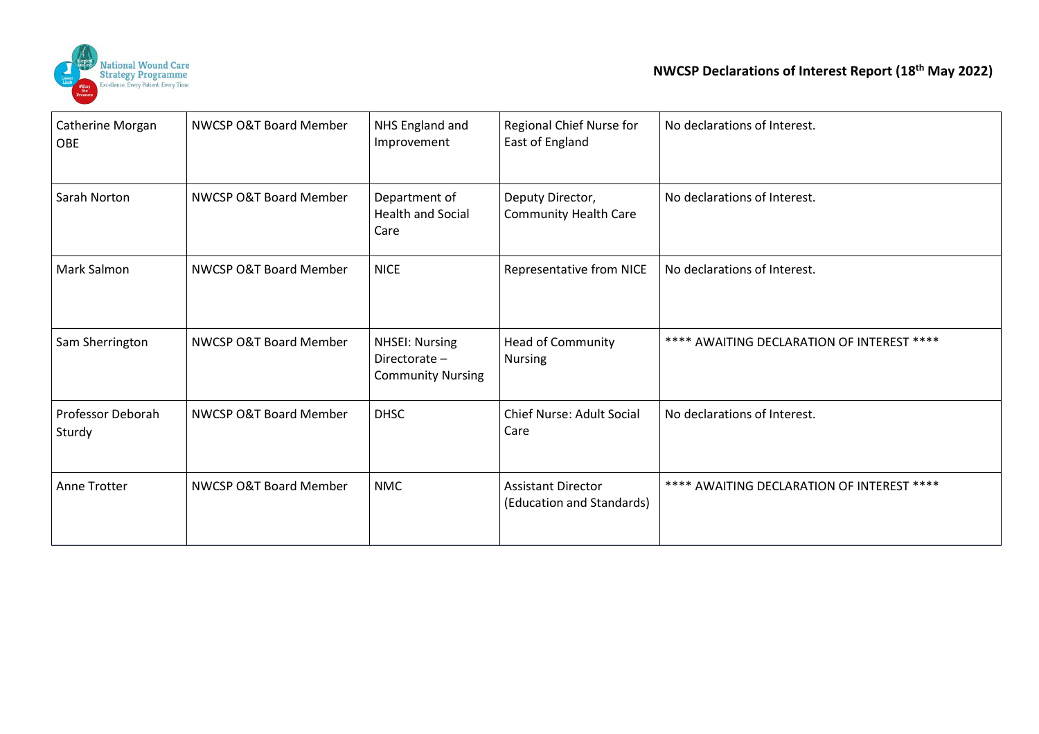| | | | | |
|---|---|---|---|---|
| Catherine Morgan OBE | NWCSP O&T Board Member | NHS England and Improvement | Regional Chief Nurse for East of England | No declarations of Interest. |
| Sarah Norton | NWCSP O&T Board Member | Department of Health and Social Care | Deputy Director, Community Health Care | No declarations of Interest. |
| Mark Salmon | NWCSP O&T Board Member | NICE | Representative from NICE | No declarations of Interest. |
| Sam Sherrington | NWCSP O&T Board Member | NHSEI: Nursing Directorate – Community Nursing | Head of Community Nursing | **** AWAITING DECLARATION OF INTEREST **** |
| Professor Deborah Sturdy | NWCSP O&T Board Member | DHSC | Chief Nurse: Adult Social Care | No declarations of Interest. |
| Anne Trotter | NWCSP O&T Board Member | NMC | Assistant Director (Education and Standards) | **** AWAITING DECLARATION OF INTEREST **** |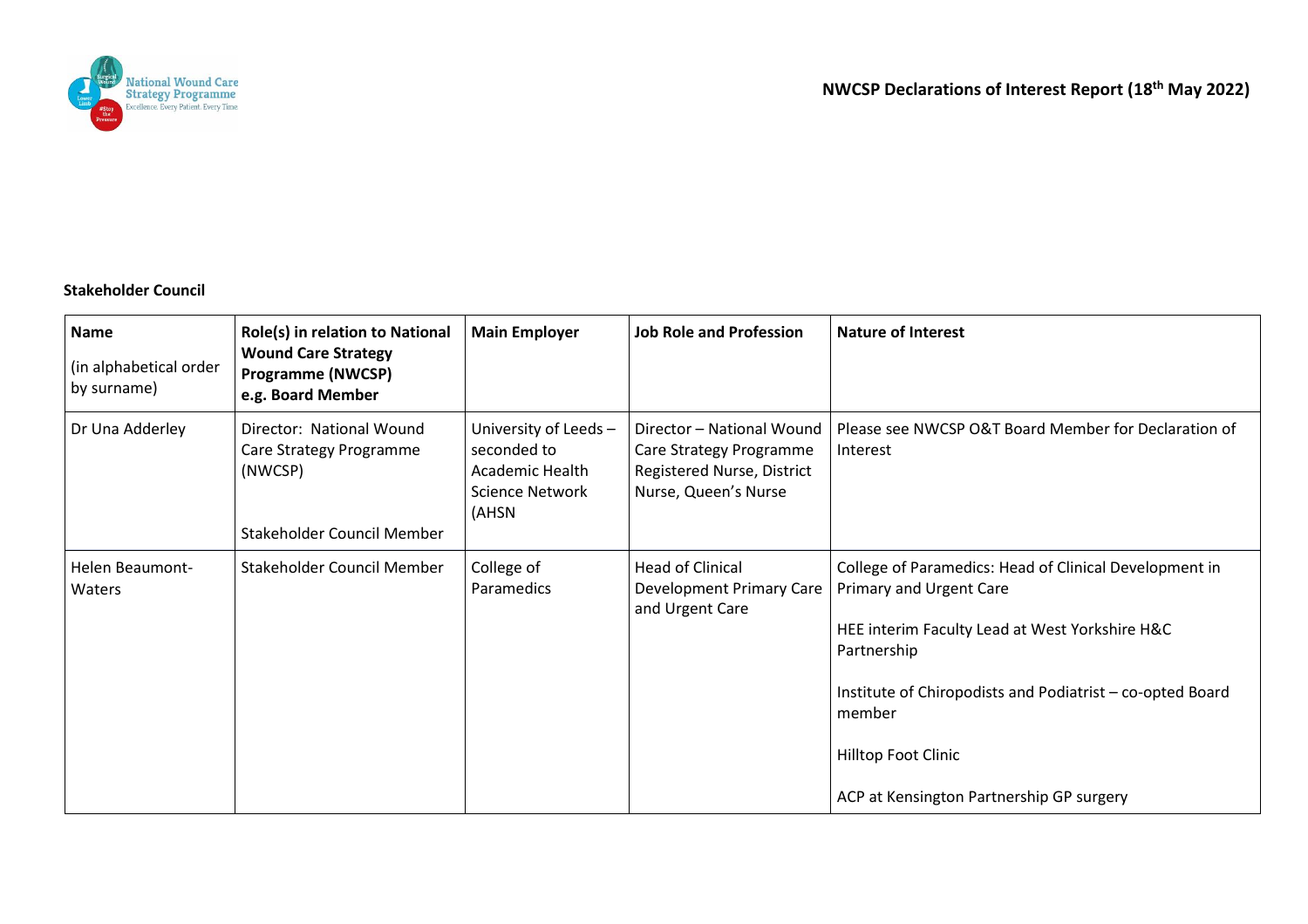**NWCSP Declarations of Interest Report (18th May 2022)**

**Stakeholder Council**

| Name (in alphabetical order by surname) | Role(s) in relation to National Wound Care Strategy Programme (NWCSP) e.g. Board Member | Main Employer | Job Role and Profession | Nature of Interest |
|---|---|---|---|---|
| Dr Una Adderley | Director: National Wound Care Strategy Programme (NWCSP)<br><br>Stakeholder Council Member | University of Leeds – seconded to Academic Health Science Network (AHSN | Director – National Wound Care Strategy Programme Registered Nurse, District Nurse, Queen's Nurse | Please see NWCSP O&T Board Member for Declaration of Interest |
| Helen Beaumont-Waters | Stakeholder Council Member | College of Paramedics | Head of Clinical Development Primary Care and Urgent Care | College of Paramedics: Head of Clinical Development in Primary and Urgent Care<br><br>HEE interim Faculty Lead at West Yorkshire H&C Partnership<br><br>Institute of Chiropodists and Podiatrist – co-opted Board member<br><br>Hilltop Foot Clinic<br><br>ACP at Kensington Partnership GP surgery |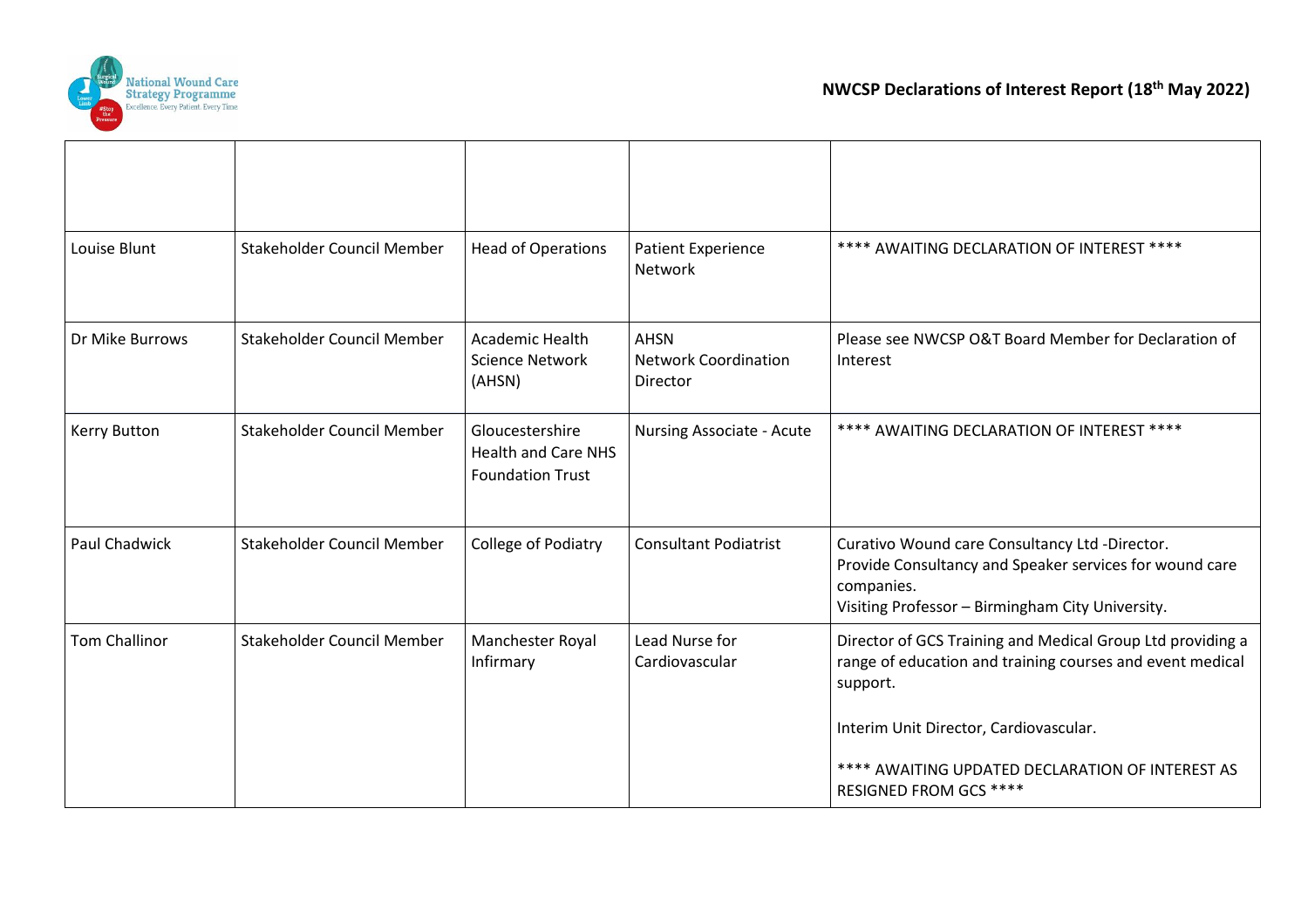| | | | | |
|---|---|---|---|---|
| Louise Blunt | Stakeholder Council Member | Head of Operations | Patient Experience Network | **** AWAITING DECLARATION OF INTEREST **** |
| Dr Mike Burrows | Stakeholder Council Member | Academic Health Science Network (AHSN) | AHSN<br>Network Coordination Director | Please see NWCSP O&T Board Member for Declaration of Interest |
| Kerry Button | Stakeholder Council Member | Gloucestershire Health and Care NHS Foundation Trust | Nursing Associate - Acute | **** AWAITING DECLARATION OF INTEREST **** |
| Paul Chadwick | Stakeholder Council Member | College of Podiatry | Consultant Podiatrist | Curativo Wound care Consultancy Ltd -Director.<br>Provide Consultancy and Speaker services for wound care companies.<br>Visiting Professor – Birmingham City University. |
| Tom Challinor | Stakeholder Council Member | Manchester Royal Infirmary | Lead Nurse for Cardiovascular | Director of GCS Training and Medical Group Ltd providing a range of education and training courses and event medical support.<br><br>Interim Unit Director, Cardiovascular.<br><br>**** AWAITING UPDATED DECLARATION OF INTEREST AS RESIGNED FROM GCS **** |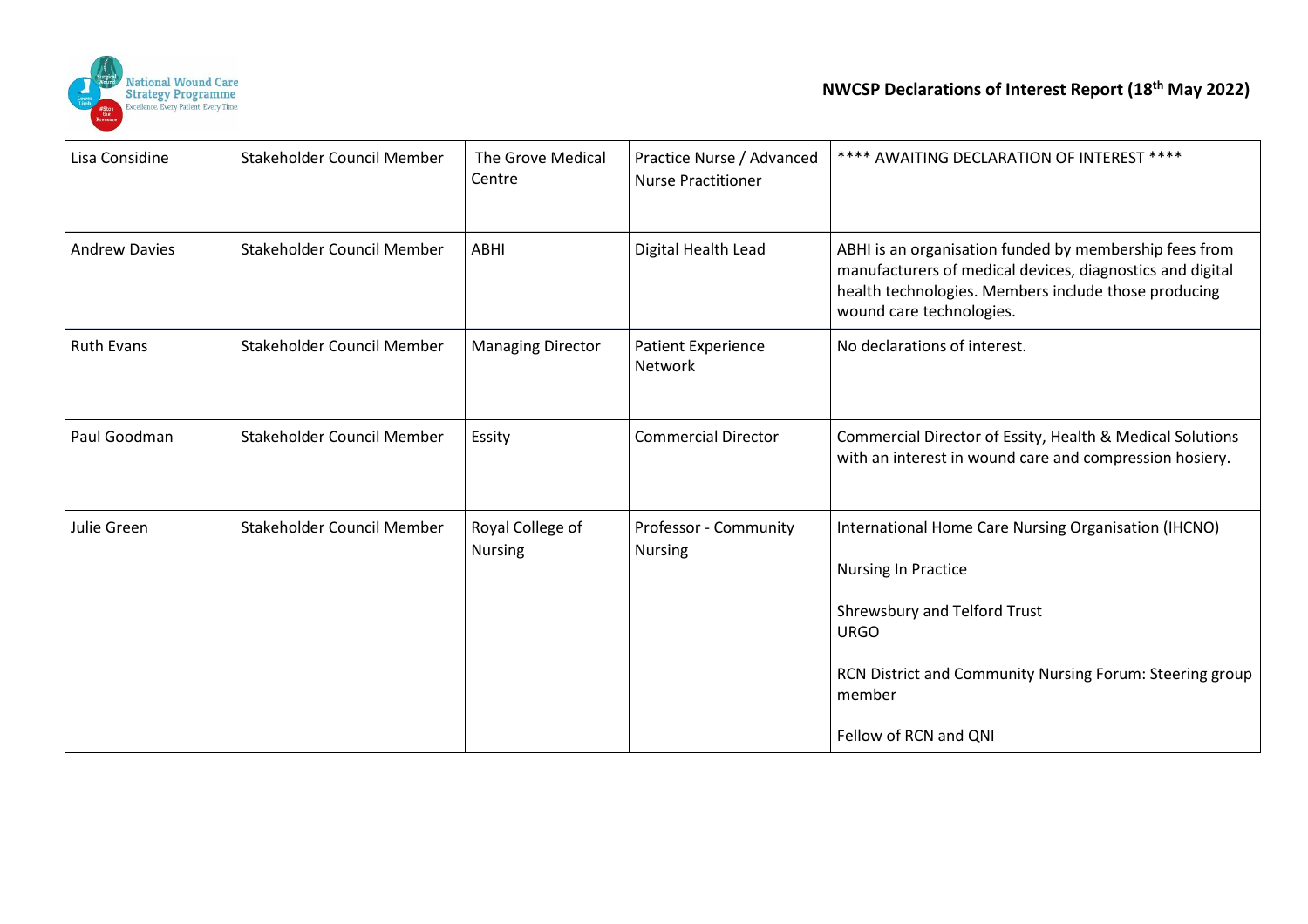| Lisa Considine | Stakeholder Council Member | The Grove Medical Centre | Practice Nurse / Advanced Nurse Practitioner | **** AWAITING DECLARATION OF INTEREST **** |
|---|---|---|---|---|
| Andrew Davies | Stakeholder Council Member | ABHI | Digital Health Lead | ABHI is an organisation funded by membership fees from manufacturers of medical devices, diagnostics and digital health technologies. Members include those producing wound care technologies. |
| Ruth Evans | Stakeholder Council Member | Managing Director | Patient Experience Network | No declarations of interest. |
| Paul Goodman | Stakeholder Council Member | Essity | Commercial Director | Commercial Director of Essity, Health & Medical Solutions with an interest in wound care and compression hosiery. |
| Julie Green | Stakeholder Council Member | Royal College of Nursing | Professor - Community Nursing | International Home Care Nursing Organisation (IHCNO)<br><br>Nursing In Practice<br><br>Shrewsbury and Telford Trust<br>URGO<br><br>RCN District and Community Nursing Forum: Steering group member<br><br>Fellow of RCN and QNI |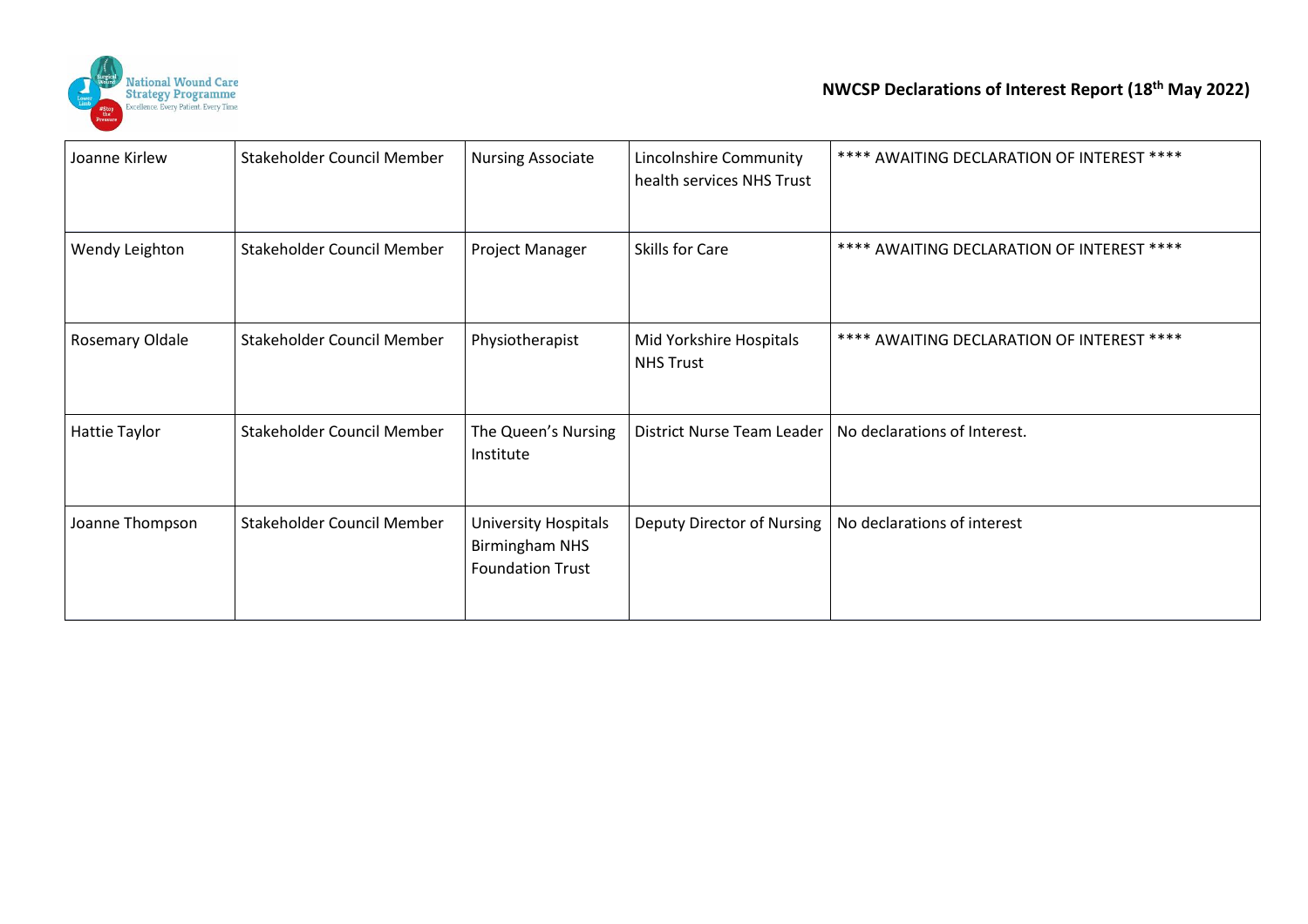| Joanne Kirlew | Stakeholder Council Member | Nursing Associate | Lincolnshire Community health services NHS Trust | **** AWAITING DECLARATION OF INTEREST **** |
|---|---|---|---|---|
| Wendy Leighton | Stakeholder Council Member | Project Manager | Skills for Care | **** AWAITING DECLARATION OF INTEREST **** |
| Rosemary Oldale | Stakeholder Council Member | Physiotherapist | Mid Yorkshire Hospitals NHS Trust | **** AWAITING DECLARATION OF INTEREST **** |
| Hattie Taylor | Stakeholder Council Member | The Queen's Nursing Institute | District Nurse Team Leader | No declarations of Interest. |
| Joanne Thompson | Stakeholder Council Member | University Hospitals Birmingham NHS Foundation Trust | Deputy Director of Nursing | No declarations of interest |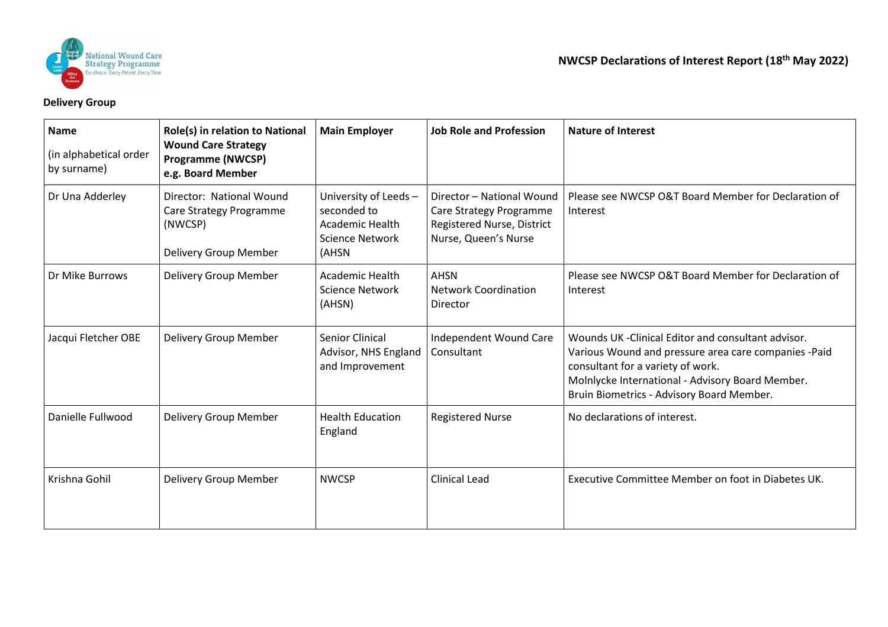NWCSP Declarations of Interest Report (18th May 2022)

**Delivery Group**

| **Name** (in alphabetical order by surname) | **Role(s) in relation to National Wound Care Strategy Programme (NWCSP) e.g. Board Member** | **Main Employer** | **Job Role and Profession** | **Nature of Interest** |
|---|---|---|---|---|
| Dr Una Adderley | Director: National Wound Care Strategy Programme (NWCSP)<br><br>Delivery Group Member | University of Leeds – seconded to Academic Health Science Network (AHSN | Director – National Wound Care Strategy Programme Registered Nurse, District Nurse, Queen's Nurse | Please see NWCSP O&T Board Member for Declaration of Interest |
| Dr Mike Burrows | Delivery Group Member | Academic Health Science Network (AHSN) | AHSN<br>Network Coordination Director | Please see NWCSP O&T Board Member for Declaration of Interest |
| Jacqui Fletcher OBE | Delivery Group Member | Senior Clinical Advisor, NHS England and Improvement | Independent Wound Care Consultant | Wounds UK -Clinical Editor and consultant advisor.<br>Various Wound and pressure area care companies -Paid consultant for a variety of work.<br>Molnlycke International - Advisory Board Member.<br>Bruin Biometrics - Advisory Board Member. |
| Danielle Fullwood | Delivery Group Member | Health Education England | Registered Nurse | No declarations of interest. |
| Krishna Gohil | Delivery Group Member | NWCSP | Clinical Lead | Executive Committee Member on foot in Diabetes UK. |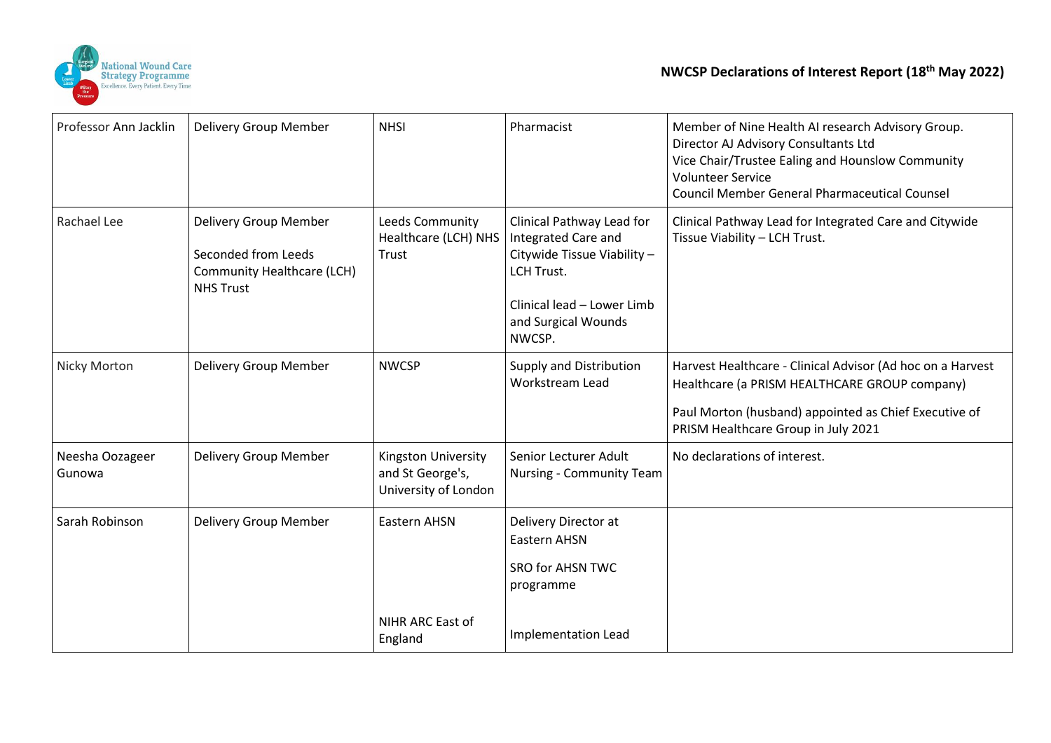| | | | | |
|---|---|---|---|---|
| Professor Ann Jacklin | Delivery Group Member | NHSI | Pharmacist | Member of Nine Health AI research Advisory Group.<br>Director AJ Advisory Consultants Ltd<br>Vice Chair/Trustee Ealing and Hounslow Community Volunteer Service<br>Council Member General Pharmaceutical Counsel |
| Rachael Lee | Delivery Group Member<br><br>Seconded from Leeds Community Healthcare (LCH) NHS Trust | Leeds Community Healthcare (LCH) NHS Trust | Clinical Pathway Lead for Integrated Care and Citywide Tissue Viability – LCH Trust.<br><br>Clinical lead – Lower Limb and Surgical Wounds NWCSP. | Clinical Pathway Lead for Integrated Care and Citywide Tissue Viability – LCH Trust. |
| Nicky Morton | Delivery Group Member | NWCSP | Supply and Distribution Workstream Lead | Harvest Healthcare - Clinical Advisor (Ad hoc on a Harvest Healthcare (a PRISM HEALTHCARE GROUP company)<br><br>Paul Morton (husband) appointed as Chief Executive of PRISM Healthcare Group in July 2021 |
| Neesha Oozageer Gunowa | Delivery Group Member | Kingston University and St George's, University of London | Senior Lecturer Adult Nursing - Community Team | No declarations of interest. |
| Sarah Robinson | Delivery Group Member | Eastern AHSN<br><br>NIHR ARC East of England | Delivery Director at Eastern AHSN<br><br>SRO for AHSN TWC programme<br><br>Implementation Lead | |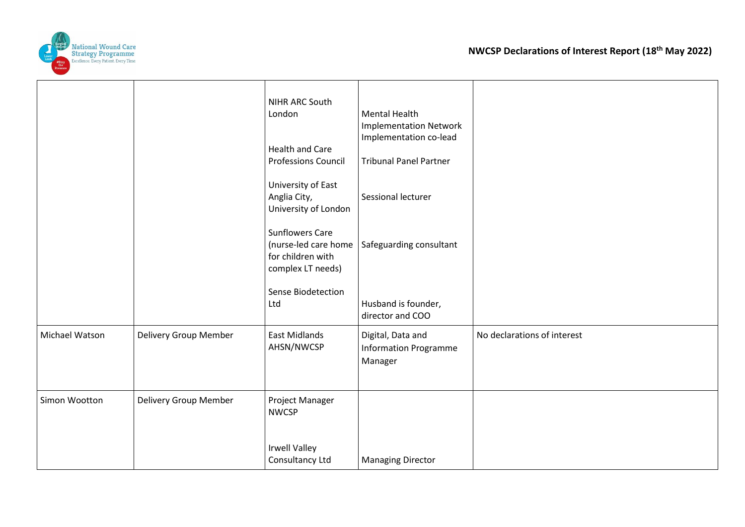| | | | | |
|---|---|---|---|---|
| | | NIHR ARC South London<br><br>Health and Care Professions Council<br><br>University of East Anglia City, University of London<br><br>Sunflowers Care (nurse-led care home for children with complex LT needs)<br><br>Sense Biodetection Ltd | Mental Health Implementation Network Implementation co-lead<br><br>Tribunal Panel Partner<br><br>Sessional lecturer<br><br>Safeguarding consultant<br><br>Husband is founder, director and COO | |
| Michael Watson | Delivery Group Member | East Midlands AHSN/NWCSP | Digital, Data and Information Programme Manager | No declarations of interest |
| Simon Wootton | Delivery Group Member | Project Manager NWCSP<br><br>Irwell Valley Consultancy Ltd | <br><br>Managing Director | |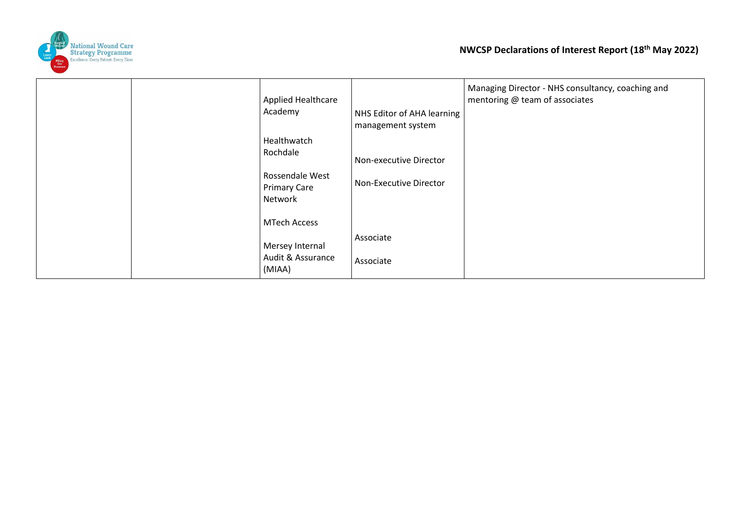| | | | | |
|---|---|---|---|---|
| | | Applied Healthcare Academy<br><br>Healthwatch Rochdale<br><br>Rossendale West Primary Care Network<br><br>MTech Access<br><br>Mersey Internal Audit & Assurance (MIAA) | NHS Editor of AHA learning management system<br><br>Non-executive Director<br><br>Non-Executive Director<br><br>Associate<br><br>Associate | Managing Director - NHS consultancy, coaching and mentoring @ team of associates |